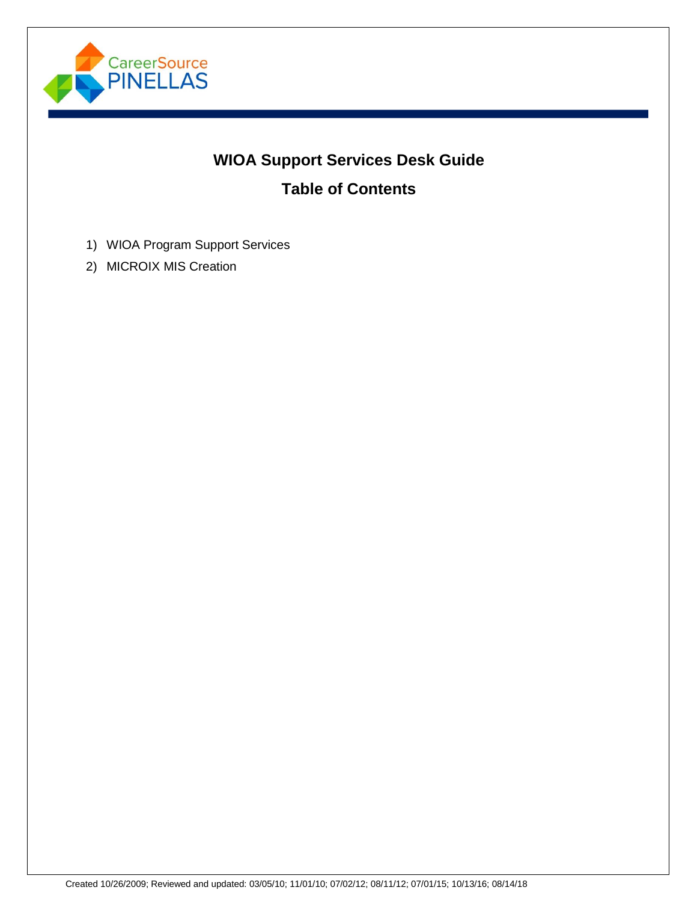CareerSource PINELLAS

# WIOA Support Services Desk Guide

## Table of Contents

1) WIOA Program Support Services
2) MICROIX MIS Creation

Created 10/26/2009; Reviewed and updated: 03/05/10; 11/01/10; 07/02/12; 08/11/12; 07/01/15; 10/13/16; 08/14/18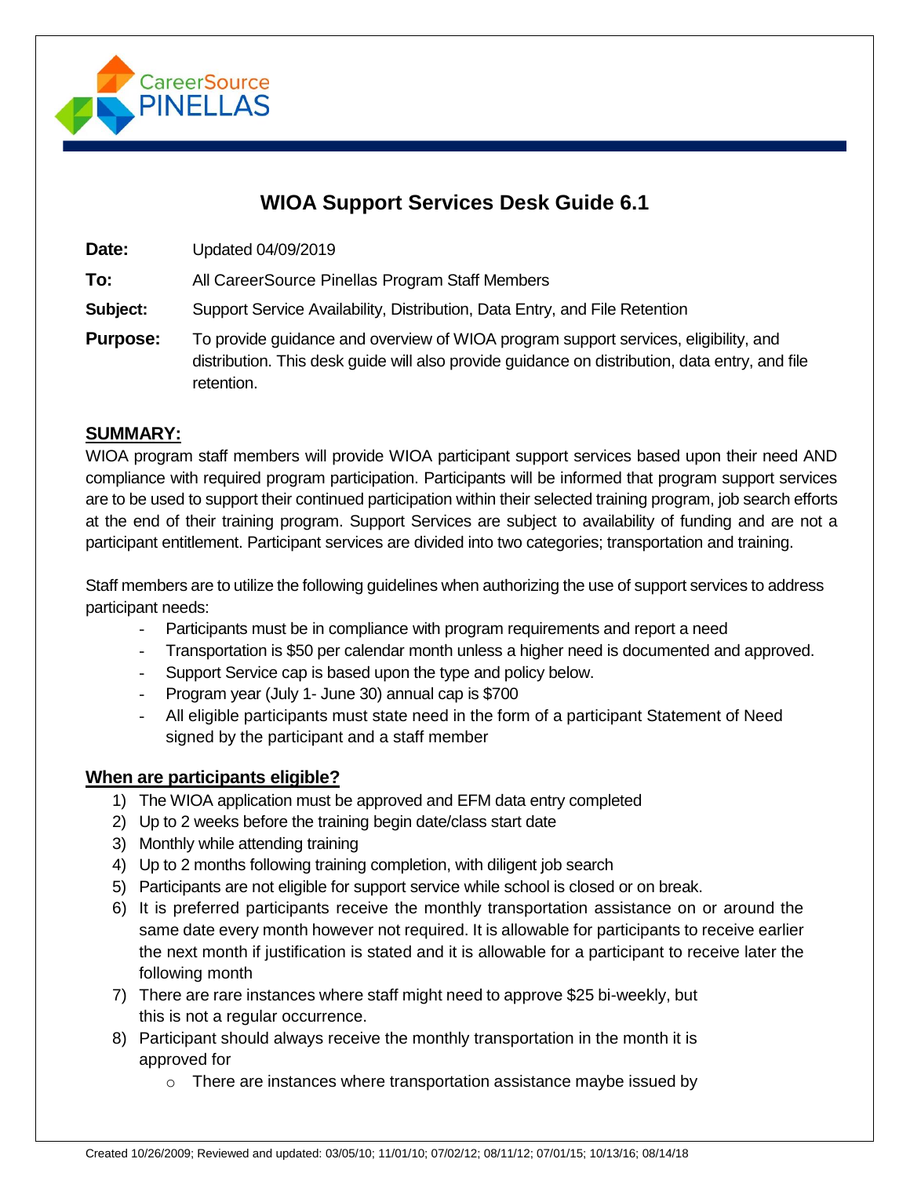# WIOA Support Services Desk Guide 6.1

**Date:** Updated 04/09/2019

**To:** All CareerSource Pinellas Program Staff Members

**Subject:** Support Service Availability, Distribution, Data Entry, and File Retention

**Purpose:** To provide guidance and overview of WIOA program support services, eligibility, and distribution. This desk guide will also provide guidance on distribution, data entry, and file retention.

## SUMMARY:

WIOA program staff members will provide WIOA participant support services based upon their need AND compliance with required program participation. Participants will be informed that program support services are to be used to support their continued participation within their selected training program, job search efforts at the end of their training program. Support Services are subject to availability of funding and are not a participant entitlement. Participant services are divided into two categories; transportation and training.

Staff members are to utilize the following guidelines when authorizing the use of support services to address participant needs:

- Participants must be in compliance with program requirements and report a need
- Transportation is $50 per calendar month unless a higher need is documented and approved.
- Support Service cap is based upon the type and policy below.
- Program year (July 1- June 30) annual cap is $700
- All eligible participants must state need in the form of a participant Statement of Need signed by the participant and a staff member

## When are participants eligible?

1) The WIOA application must be approved and EFM data entry completed
2) Up to 2 weeks before the training begin date/class start date
3) Monthly while attending training
4) Up to 2 months following training completion, with diligent job search
5) Participants are not eligible for support service while school is closed or on break.
6) It is preferred participants receive the monthly transportation assistance on or around the same date every month however not required. It is allowable for participants to receive earlier the next month if justification is stated and it is allowable for a participant to receive later the following month
7) There are rare instances where staff might need to approve $25 bi-weekly, but this is not a regular occurrence.
8) Participant should always receive the monthly transportation in the month it is approved for
   - There are instances where transportation assistance maybe issued by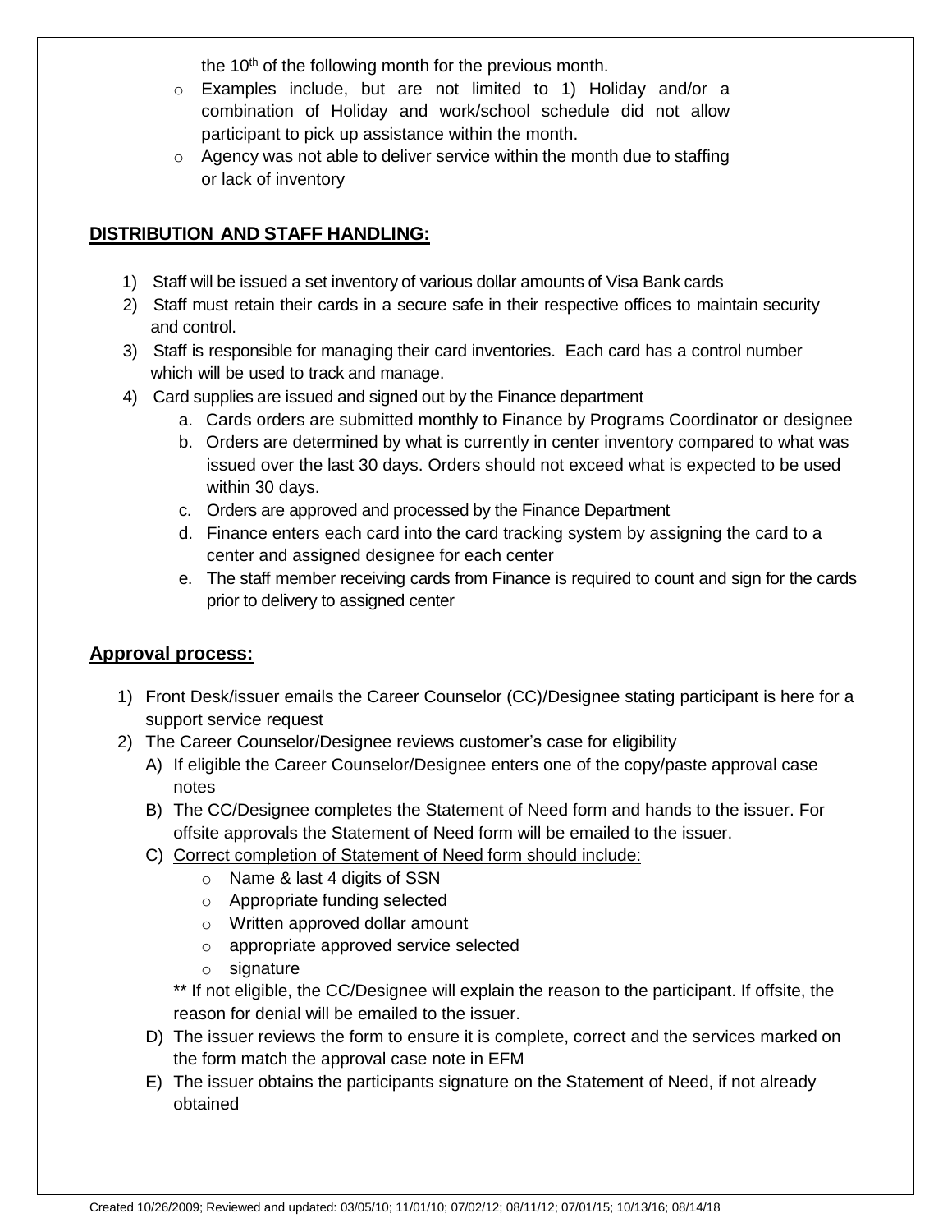the 10th of the following month for the previous month.

- Examples include, but are not limited to 1) Holiday and/or a combination of Holiday and work/school schedule did not allow participant to pick up assistance within the month.
- Agency was not able to deliver service within the month due to staffing or lack of inventory

## DISTRIBUTION AND STAFF HANDLING:

1) Staff will be issued a set inventory of various dollar amounts of Visa Bank cards
2) Staff must retain their cards in a secure safe in their respective offices to maintain security and control.
3) Staff is responsible for managing their card inventories. Each card has a control number which will be used to track and manage.
4) Card supplies are issued and signed out by the Finance department
   a. Cards orders are submitted monthly to Finance by Programs Coordinator or designee
   b. Orders are determined by what is currently in center inventory compared to what was issued over the last 30 days. Orders should not exceed what is expected to be used within 30 days.
   c. Orders are approved and processed by the Finance Department
   d. Finance enters each card into the card tracking system by assigning the card to a center and assigned designee for each center
   e. The staff member receiving cards from Finance is required to count and sign for the cards prior to delivery to assigned center

## Approval process:

1) Front Desk/issuer emails the Career Counselor (CC)/Designee stating participant is here for a support service request
2) The Career Counselor/Designee reviews customer's case for eligibility
   A) If eligible the Career Counselor/Designee enters one of the copy/paste approval case notes
   B) The CC/Designee completes the Statement of Need form and hands to the issuer. For offsite approvals the Statement of Need form will be emailed to the issuer.
   C) Correct completion of Statement of Need form should include:
      - Name & last 4 digits of SSN
      - Appropriate funding selected
      - Written approved dollar amount
      - appropriate approved service selected
      - signature

   ** If not eligible, the CC/Designee will explain the reason to the participant. If offsite, the reason for denial will be emailed to the issuer.
   D) The issuer reviews the form to ensure it is complete, correct and the services marked on the form match the approval case note in EFM
   E) The issuer obtains the participants signature on the Statement of Need, if not already obtained

Created 10/26/2009; Reviewed and updated: 03/05/10; 11/01/10; 07/02/12; 08/11/12; 07/01/15; 10/13/16; 08/14/18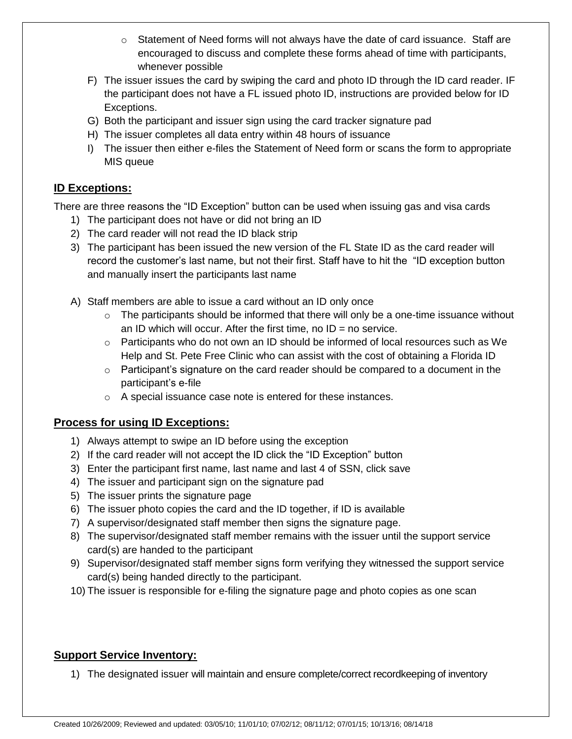- Statement of Need forms will not always have the date of card issuance. Staff are encouraged to discuss and complete these forms ahead of time with participants, whenever possible

F) The issuer issues the card by swiping the card and photo ID through the ID card reader. IF the participant does not have a FL issued photo ID, instructions are provided below for ID Exceptions.

G) Both the participant and issuer sign using the card tracker signature pad

H) The issuer completes all data entry within 48 hours of issuance

I) The issuer then either e-files the Statement of Need form or scans the form to appropriate MIS queue

## ID Exceptions:

There are three reasons the "ID Exception" button can be used when issuing gas and visa cards

1) The participant does not have or did not bring an ID
2) The card reader will not read the ID black strip
3) The participant has been issued the new version of the FL State ID as the card reader will record the customer's last name, but not their first. Staff have to hit the "ID exception button and manually insert the participants last name

A) Staff members are able to issue a card without an ID only once
  - The participants should be informed that there will only be a one-time issuance without an ID which will occur. After the first time, no ID = no service.
  - Participants who do not own an ID should be informed of local resources such as We Help and St. Pete Free Clinic who can assist with the cost of obtaining a Florida ID
  - Participant's signature on the card reader should be compared to a document in the participant's e-file
  - A special issuance case note is entered for these instances.

## Process for using ID Exceptions:

1) Always attempt to swipe an ID before using the exception
2) If the card reader will not accept the ID click the "ID Exception" button
3) Enter the participant first name, last name and last 4 of SSN, click save
4) The issuer and participant sign on the signature pad
5) The issuer prints the signature page
6) The issuer photo copies the card and the ID together, if ID is available
7) A supervisor/designated staff member then signs the signature page.
8) The supervisor/designated staff member remains with the issuer until the support service card(s) are handed to the participant
9) Supervisor/designated staff member signs form verifying they witnessed the support service card(s) being handed directly to the participant.
10) The issuer is responsible for e-filing the signature page and photo copies as one scan

## Support Service Inventory:

1) The designated issuer will maintain and ensure complete/correct recordkeeping of inventory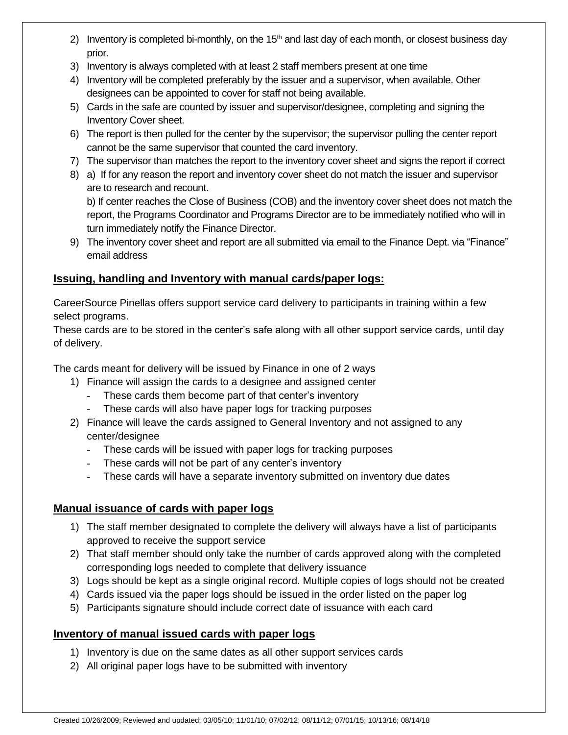2) Inventory is completed bi-monthly, on the 15th and last day of each month, or closest business day prior.
3) Inventory is always completed with at least 2 staff members present at one time
4) Inventory will be completed preferably by the issuer and a supervisor, when available. Other designees can be appointed to cover for staff not being available.
5) Cards in the safe are counted by issuer and supervisor/designee, completing and signing the Inventory Cover sheet.
6) The report is then pulled for the center by the supervisor; the supervisor pulling the center report cannot be the same supervisor that counted the card inventory.
7) The supervisor than matches the report to the inventory cover sheet and signs the report if correct
8) a) If for any reason the report and inventory cover sheet do not match the issuer and supervisor are to research and recount.

   b) If center reaches the Close of Business (COB) and the inventory cover sheet does not match the report, the Programs Coordinator and Programs Director are to be immediately notified who will in turn immediately notify the Finance Director.
9) The inventory cover sheet and report are all submitted via email to the Finance Dept. via "Finance" email address

## Issuing, handling and Inventory with manual cards/paper logs:

CareerSource Pinellas offers support service card delivery to participants in training within a few select programs.

These cards are to be stored in the center's safe along with all other support service cards, until day of delivery.

The cards meant for delivery will be issued by Finance in one of 2 ways

1) Finance will assign the cards to a designee and assigned center
   - These cards them become part of that center's inventory
   - These cards will also have paper logs for tracking purposes
2) Finance will leave the cards assigned to General Inventory and not assigned to any center/designee
   - These cards will be issued with paper logs for tracking purposes
   - These cards will not be part of any center's inventory
   - These cards will have a separate inventory submitted on inventory due dates

## Manual issuance of cards with paper logs

1) The staff member designated to complete the delivery will always have a list of participants approved to receive the support service
2) That staff member should only take the number of cards approved along with the completed corresponding logs needed to complete that delivery issuance
3) Logs should be kept as a single original record. Multiple copies of logs should not be created
4) Cards issued via the paper logs should be issued in the order listed on the paper log
5) Participants signature should include correct date of issuance with each card

## Inventory of manual issued cards with paper logs

1) Inventory is due on the same dates as all other support services cards
2) All original paper logs have to be submitted with inventory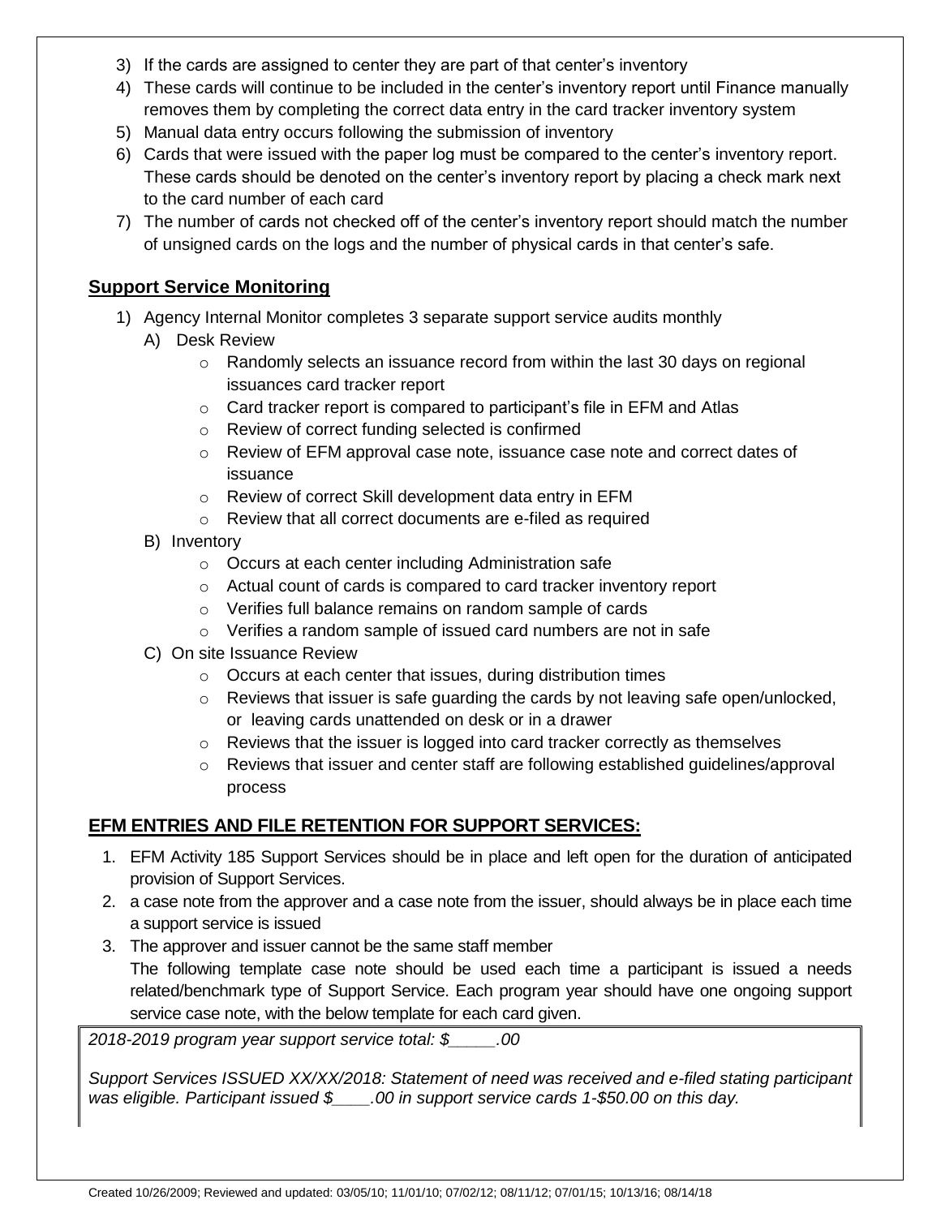3) If the cards are assigned to center they are part of that center's inventory
4) These cards will continue to be included in the center's inventory report until Finance manually removes them by completing the correct data entry in the card tracker inventory system
5) Manual data entry occurs following the submission of inventory
6) Cards that were issued with the paper log must be compared to the center's inventory report. These cards should be denoted on the center's inventory report by placing a check mark next to the card number of each card
7) The number of cards not checked off of the center's inventory report should match the number of unsigned cards on the logs and the number of physical cards in that center's safe.

## Support Service Monitoring

1) Agency Internal Monitor completes 3 separate support service audits monthly
   A) Desk Review
      - Randomly selects an issuance record from within the last 30 days on regional issuances card tracker report
      - Card tracker report is compared to participant's file in EFM and Atlas
      - Review of correct funding selected is confirmed
      - Review of EFM approval case note, issuance case note and correct dates of issuance
      - Review of correct Skill development data entry in EFM
      - Review that all correct documents are e-filed as required
   B) Inventory
      - Occurs at each center including Administration safe
      - Actual count of cards is compared to card tracker inventory report
      - Verifies full balance remains on random sample of cards
      - Verifies a random sample of issued card numbers are not in safe
   C) On site Issuance Review
      - Occurs at each center that issues, during distribution times
      - Reviews that issuer is safe guarding the cards by not leaving safe open/unlocked, or leaving cards unattended on desk or in a drawer
      - Reviews that the issuer is logged into card tracker correctly as themselves
      - Reviews that issuer and center staff are following established guidelines/approval process

## EFM ENTRIES AND FILE RETENTION FOR SUPPORT SERVICES:

1. EFM Activity 185 Support Services should be in place and left open for the duration of anticipated provision of Support Services.
2. a case note from the approver and a case note from the issuer, should always be in place each time a support service is issued
3. The approver and issuer cannot be the same staff member

   The following template case note should be used each time a participant is issued a needs related/benchmark type of Support Service. Each program year should have one ongoing support service case note, with the below template for each card given.

*2018-2019 program year support service total: $_____.00*

*Support Services ISSUED XX/XX/2018: Statement of need was received and e-filed stating participant was eligible. Participant issued $____.00 in support service cards 1-$50.00 on this day.*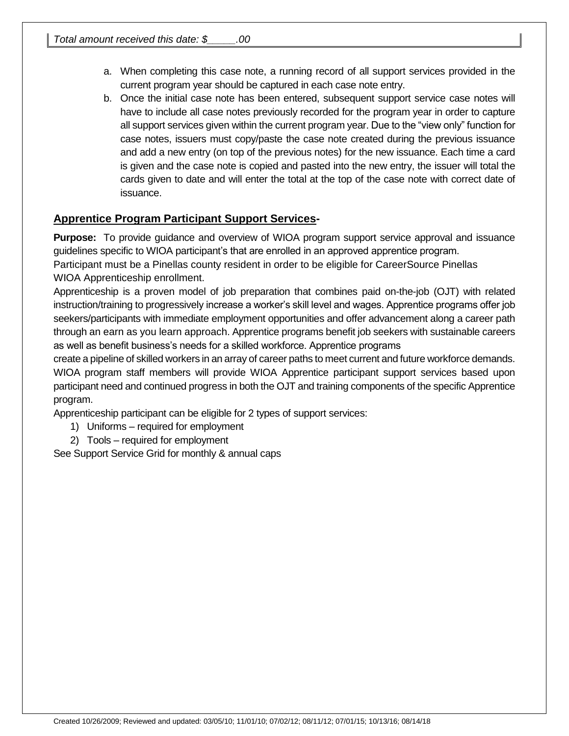*Total amount received this date: $_____.00*

a. When completing this case note, a running record of all support services provided in the current program year should be captured in each case note entry.
b. Once the initial case note has been entered, subsequent support service case notes will have to include all case notes previously recorded for the program year in order to capture all support services given within the current program year. Due to the "view only" function for case notes, issuers must copy/paste the case note created during the previous issuance and add a new entry (on top of the previous notes) for the new issuance. Each time a card is given and the case note is copied and pasted into the new entry, the issuer will total the cards given to date and will enter the total at the top of the case note with correct date of issuance.

## Apprentice Program Participant Support Services-

**Purpose:** To provide guidance and overview of WIOA program support service approval and issuance guidelines specific to WIOA participant's that are enrolled in an approved apprentice program.

Participant must be a Pinellas county resident in order to be eligible for CareerSource Pinellas WIOA Apprenticeship enrollment.

Apprenticeship is a proven model of job preparation that combines paid on-the-job (OJT) with related instruction/training to progressively increase a worker's skill level and wages. Apprentice programs offer job seekers/participants with immediate employment opportunities and offer advancement along a career path through an earn as you learn approach. Apprentice programs benefit job seekers with sustainable careers as well as benefit business's needs for a skilled workforce. Apprentice programs create a pipeline of skilled workers in an array of career paths to meet current and future workforce demands.

WIOA program staff members will provide WIOA Apprentice participant support services based upon participant need and continued progress in both the OJT and training components of the specific Apprentice program.

Apprenticeship participant can be eligible for 2 types of support services:

1) Uniforms – required for employment
2) Tools – required for employment

See Support Service Grid for monthly & annual caps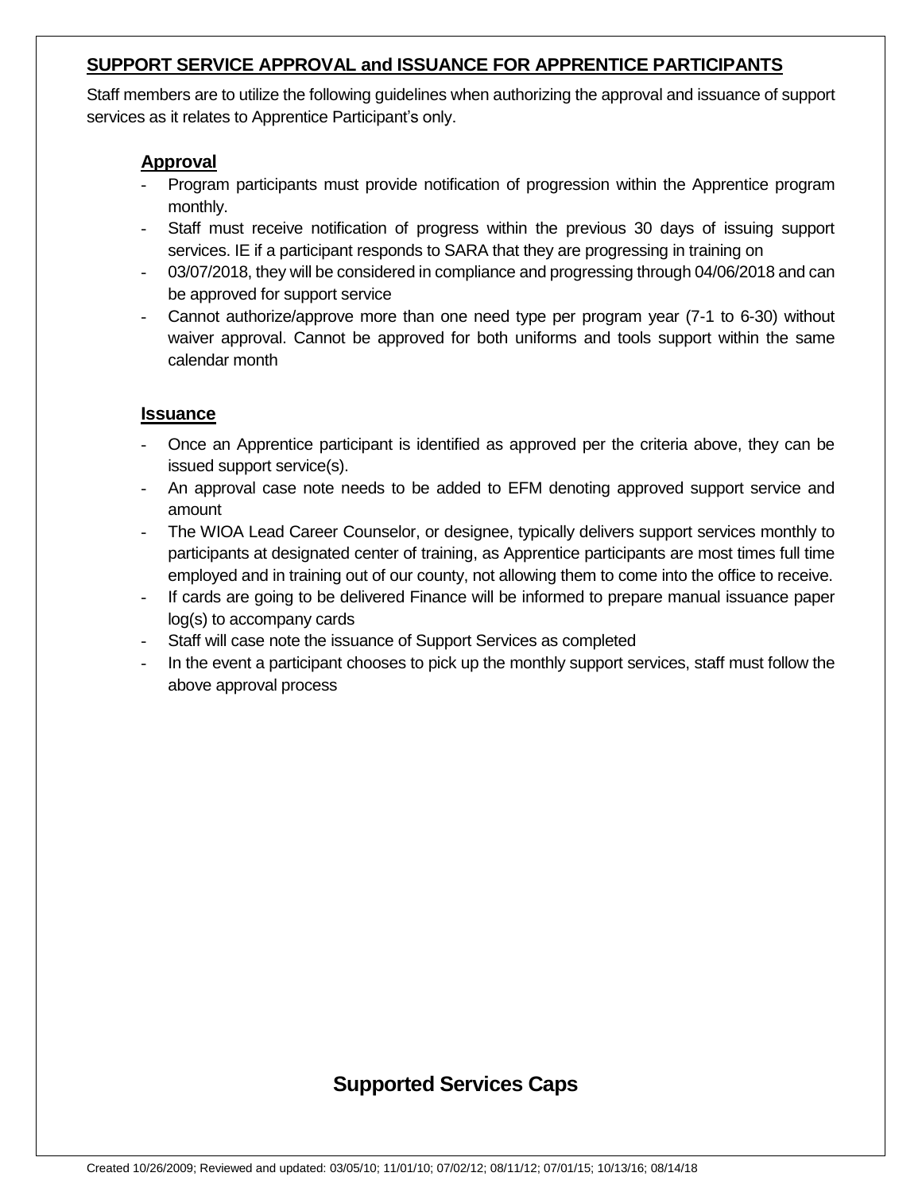## SUPPORT SERVICE APPROVAL and ISSUANCE FOR APPRENTICE PARTICIPANTS

Staff members are to utilize the following guidelines when authorizing the approval and issuance of support services as it relates to Apprentice Participant's only.

### Approval

- Program participants must provide notification of progression within the Apprentice program monthly.
- Staff must receive notification of progress within the previous 30 days of issuing support services. IE if a participant responds to SARA that they are progressing in training on
- 03/07/2018, they will be considered in compliance and progressing through 04/06/2018 and can be approved for support service
- Cannot authorize/approve more than one need type per program year (7-1 to 6-30) without waiver approval. Cannot be approved for both uniforms and tools support within the same calendar month

### Issuance

- Once an Apprentice participant is identified as approved per the criteria above, they can be issued support service(s).
- An approval case note needs to be added to EFM denoting approved support service and amount
- The WIOA Lead Career Counselor, or designee, typically delivers support services monthly to participants at designated center of training, as Apprentice participants are most times full time employed and in training out of our county, not allowing them to come into the office to receive.
- If cards are going to be delivered Finance will be informed to prepare manual issuance paper log(s) to accompany cards
- Staff will case note the issuance of Support Services as completed
- In the event a participant chooses to pick up the monthly support services, staff must follow the above approval process

## Supported Services Caps

Created 10/26/2009; Reviewed and updated: 03/05/10; 11/01/10; 07/02/12; 08/11/12; 07/01/15; 10/13/16; 08/14/18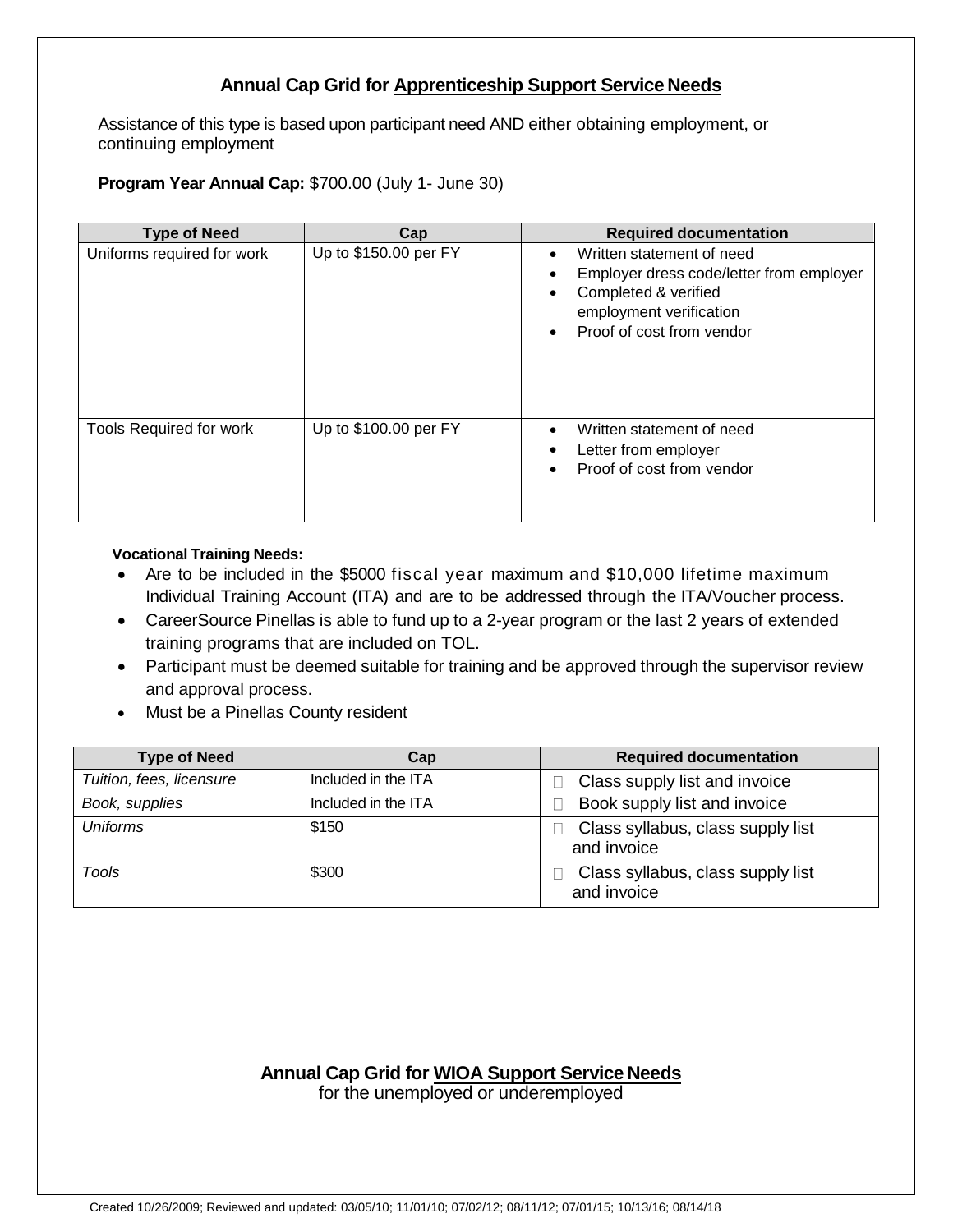## Annual Cap Grid for <u>Apprenticeship Support Service Needs</u>

Assistance of this type is based upon participant need AND either obtaining employment, or continuing employment

**Program Year Annual Cap:** $700.00 (July 1- June 30)

| Type of Need | Cap | Required documentation |
|---|---|---|
| Uniforms required for work | Up to $150.00 per FY | • Written statement of need<br>• Employer dress code/letter from employer<br>• Completed & verified employment verification<br>• Proof of cost from vendor |
| Tools Required for work | Up to $100.00 per FY | • Written statement of need<br>• Letter from employer<br>• Proof of cost from vendor |

**Vocational Training Needs:**

- Are to be included in the $5000 fiscal year maximum and $10,000 lifetime maximum Individual Training Account (ITA) and are to be addressed through the ITA/Voucher process.
- CareerSource Pinellas is able to fund up to a 2-year program or the last 2 years of extended training programs that are included on TOL.
- Participant must be deemed suitable for training and be approved through the supervisor review and approval process.
- Must be a Pinellas County resident

| Type of Need | Cap | Required documentation |
|---|---|---|
| *Tuition, fees, licensure* | Included in the ITA | Class supply list and invoice |
| *Book, supplies* | Included in the ITA | Book supply list and invoice |
| *Uniforms* | $150 | Class syllabus, class supply list and invoice |
| *Tools* | $300 | Class syllabus, class supply list and invoice |

## Annual Cap Grid for <u>WIOA Support Service Needs</u>

for the unemployed or underemployed

Created 10/26/2009; Reviewed and updated: 03/05/10; 11/01/10; 07/02/12; 08/11/12; 07/01/15; 10/13/16; 08/14/18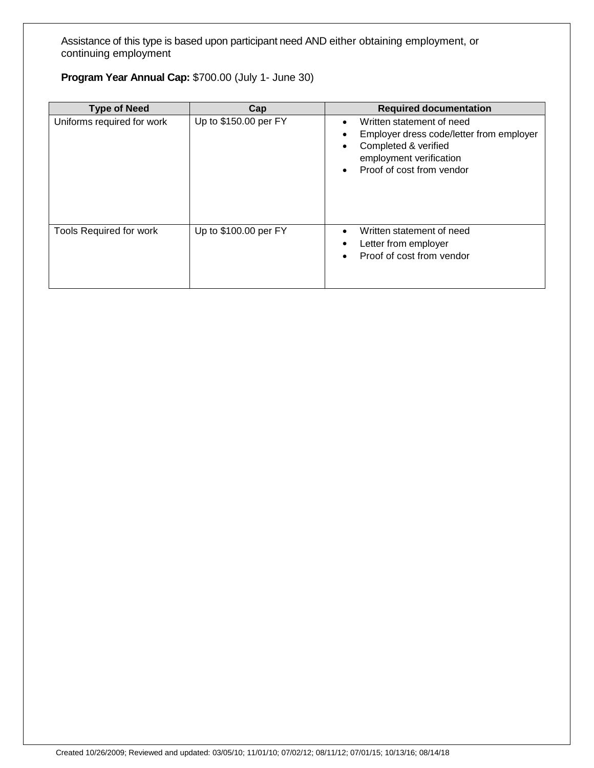Assistance of this type is based upon participant need AND either obtaining employment, or continuing employment

**Program Year Annual Cap:** $700.00 (July 1- June 30)

| Type of Need | Cap | Required documentation |
|---|---|---|
| Uniforms required for work | Up to $150.00 per FY | • Written statement of need<br>• Employer dress code/letter from employer<br>• Completed & verified employment verification<br>• Proof of cost from vendor |
| Tools Required for work | Up to $100.00 per FY | • Written statement of need<br>• Letter from employer<br>• Proof of cost from vendor |

Created 10/26/2009; Reviewed and updated: 03/05/10; 11/01/10; 07/02/12; 08/11/12; 07/01/15; 10/13/16; 08/14/18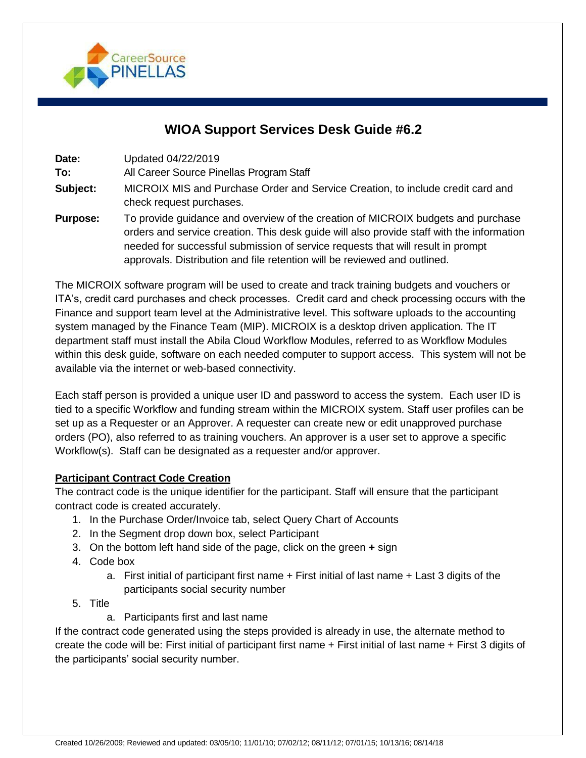# WIOA Support Services Desk Guide #6.2

**Date:** Updated 04/22/2019

**To:** All Career Source Pinellas Program Staff

**Subject:** MICROIX MIS and Purchase Order and Service Creation, to include credit card and check request purchases.

**Purpose:** To provide guidance and overview of the creation of MICROIX budgets and purchase orders and service creation. This desk guide will also provide staff with the information needed for successful submission of service requests that will result in prompt approvals. Distribution and file retention will be reviewed and outlined.

The MICROIX software program will be used to create and track training budgets and vouchers or ITA's, credit card purchases and check processes. Credit card and check processing occurs with the Finance and support team level at the Administrative level. This software uploads to the accounting system managed by the Finance Team (MIP). MICROIX is a desktop driven application. The IT department staff must install the Abila Cloud Workflow Modules, referred to as Workflow Modules within this desk guide, software on each needed computer to support access. This system will not be available via the internet or web-based connectivity.

Each staff person is provided a unique user ID and password to access the system. Each user ID is tied to a specific Workflow and funding stream within the MICROIX system. Staff user profiles can be set up as a Requester or an Approver. A requester can create new or edit unapproved purchase orders (PO), also referred to as training vouchers. An approver is a user set to approve a specific Workflow(s). Staff can be designated as a requester and/or approver.

**Participant Contract Code Creation**

The contract code is the unique identifier for the participant. Staff will ensure that the participant contract code is created accurately.

1. In the Purchase Order/Invoice tab, select Query Chart of Accounts
2. In the Segment drop down box, select Participant
3. On the bottom left hand side of the page, click on the green **+** sign
4. Code box
   a. First initial of participant first name + First initial of last name + Last 3 digits of the participants social security number
5. Title
   a. Participants first and last name

If the contract code generated using the steps provided is already in use, the alternate method to create the code will be: First initial of participant first name + First initial of last name + First 3 digits of the participants' social security number.

Created 10/26/2009; Reviewed and updated: 03/05/10; 11/01/10; 07/02/12; 08/11/12; 07/01/15; 10/13/16; 08/14/18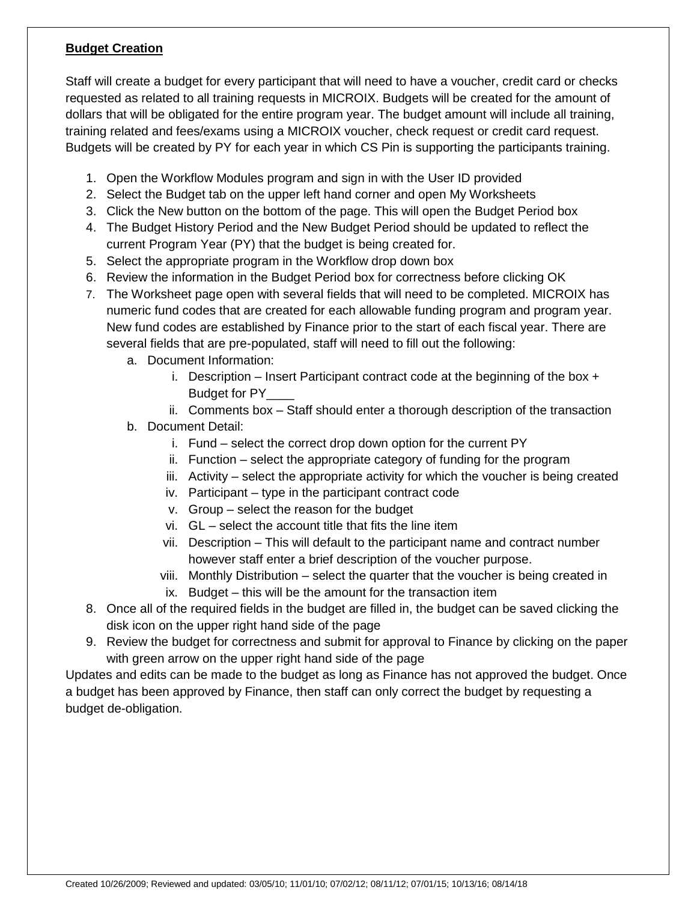**Budget Creation**

Staff will create a budget for every participant that will need to have a voucher, credit card or checks requested as related to all training requests in MICROIX. Budgets will be created for the amount of dollars that will be obligated for the entire program year. The budget amount will include all training, training related and fees/exams using a MICROIX voucher, check request or credit card request. Budgets will be created by PY for each year in which CS Pin is supporting the participants training.

1. Open the Workflow Modules program and sign in with the User ID provided
2. Select the Budget tab on the upper left hand corner and open My Worksheets
3. Click the New button on the bottom of the page. This will open the Budget Period box
4. The Budget History Period and the New Budget Period should be updated to reflect the current Program Year (PY) that the budget is being created for.
5. Select the appropriate program in the Workflow drop down box
6. Review the information in the Budget Period box for correctness before clicking OK
7. The Worksheet page open with several fields that will need to be completed. MICROIX has numeric fund codes that are created for each allowable funding program and program year. New fund codes are established by Finance prior to the start of each fiscal year. There are several fields that are pre-populated, staff will need to fill out the following:
   a. Document Information:
      i. Description – Insert Participant contract code at the beginning of the box + Budget for PY____
      ii. Comments box – Staff should enter a thorough description of the transaction
   b. Document Detail:
      i. Fund – select the correct drop down option for the current PY
      ii. Function – select the appropriate category of funding for the program
      iii. Activity – select the appropriate activity for which the voucher is being created
      iv. Participant – type in the participant contract code
      v. Group – select the reason for the budget
      vi. GL – select the account title that fits the line item
      vii. Description – This will default to the participant name and contract number however staff enter a brief description of the voucher purpose.
      viii. Monthly Distribution – select the quarter that the voucher is being created in
      ix. Budget – this will be the amount for the transaction item
8. Once all of the required fields in the budget are filled in, the budget can be saved clicking the disk icon on the upper right hand side of the page
9. Review the budget for correctness and submit for approval to Finance by clicking on the paper with green arrow on the upper right hand side of the page

Updates and edits can be made to the budget as long as Finance has not approved the budget. Once a budget has been approved by Finance, then staff can only correct the budget by requesting a budget de-obligation.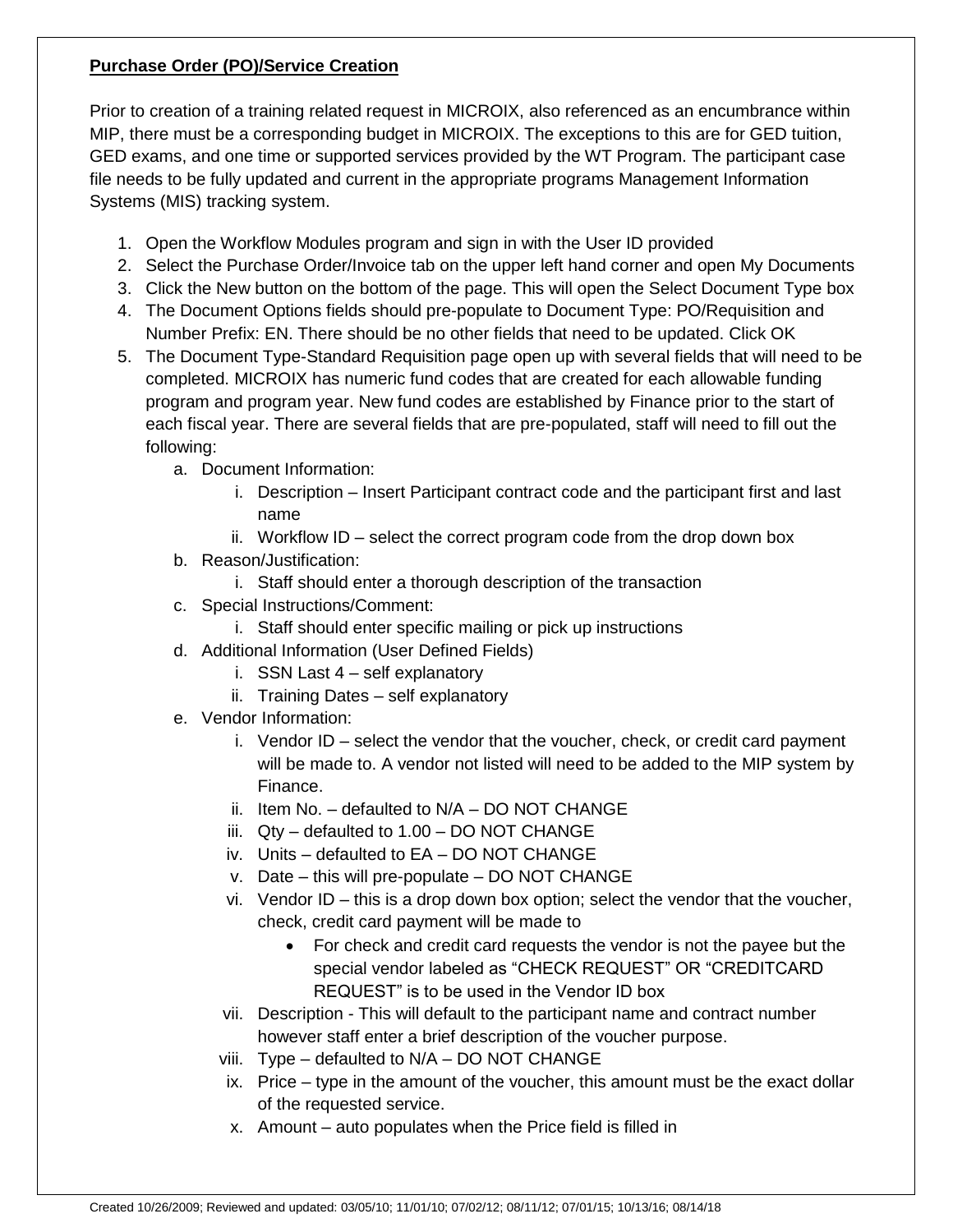**Purchase Order (PO)/Service Creation**

Prior to creation of a training related request in MICROIX, also referenced as an encumbrance within MIP, there must be a corresponding budget in MICROIX. The exceptions to this are for GED tuition, GED exams, and one time or supported services provided by the WT Program. The participant case file needs to be fully updated and current in the appropriate programs Management Information Systems (MIS) tracking system.

1. Open the Workflow Modules program and sign in with the User ID provided
2. Select the Purchase Order/Invoice tab on the upper left hand corner and open My Documents
3. Click the New button on the bottom of the page. This will open the Select Document Type box
4. The Document Options fields should pre-populate to Document Type: PO/Requisition and Number Prefix: EN. There should be no other fields that need to be updated. Click OK
5. The Document Type-Standard Requisition page open up with several fields that will need to be completed. MICROIX has numeric fund codes that are created for each allowable funding program and program year. New fund codes are established by Finance prior to the start of each fiscal year. There are several fields that are pre-populated, staff will need to fill out the following:
    a. Document Information:
        i. Description – Insert Participant contract code and the participant first and last name
        ii. Workflow ID – select the correct program code from the drop down box
    b. Reason/Justification:
        i. Staff should enter a thorough description of the transaction
    c. Special Instructions/Comment:
        i. Staff should enter specific mailing or pick up instructions
    d. Additional Information (User Defined Fields)
        i. SSN Last 4 – self explanatory
        ii. Training Dates – self explanatory
    e. Vendor Information:
        i. Vendor ID – select the vendor that the voucher, check, or credit card payment will be made to. A vendor not listed will need to be added to the MIP system by Finance.
        ii. Item No. – defaulted to N/A – DO NOT CHANGE
        iii. Qty – defaulted to 1.00 – DO NOT CHANGE
        iv. Units – defaulted to EA – DO NOT CHANGE
        v. Date – this will pre-populate – DO NOT CHANGE
        vi. Vendor ID – this is a drop down box option; select the vendor that the voucher, check, credit card payment will be made to
            - For check and credit card requests the vendor is not the payee but the special vendor labeled as "CHECK REQUEST" OR "CREDITCARD REQUEST" is to be used in the Vendor ID box
        vii. Description - This will default to the participant name and contract number however staff enter a brief description of the voucher purpose.
        viii. Type – defaulted to N/A – DO NOT CHANGE
        ix. Price – type in the amount of the voucher, this amount must be the exact dollar of the requested service.
        x. Amount – auto populates when the Price field is filled in

Created 10/26/2009; Reviewed and updated: 03/05/10; 11/01/10; 07/02/12; 08/11/12; 07/01/15; 10/13/16; 08/14/18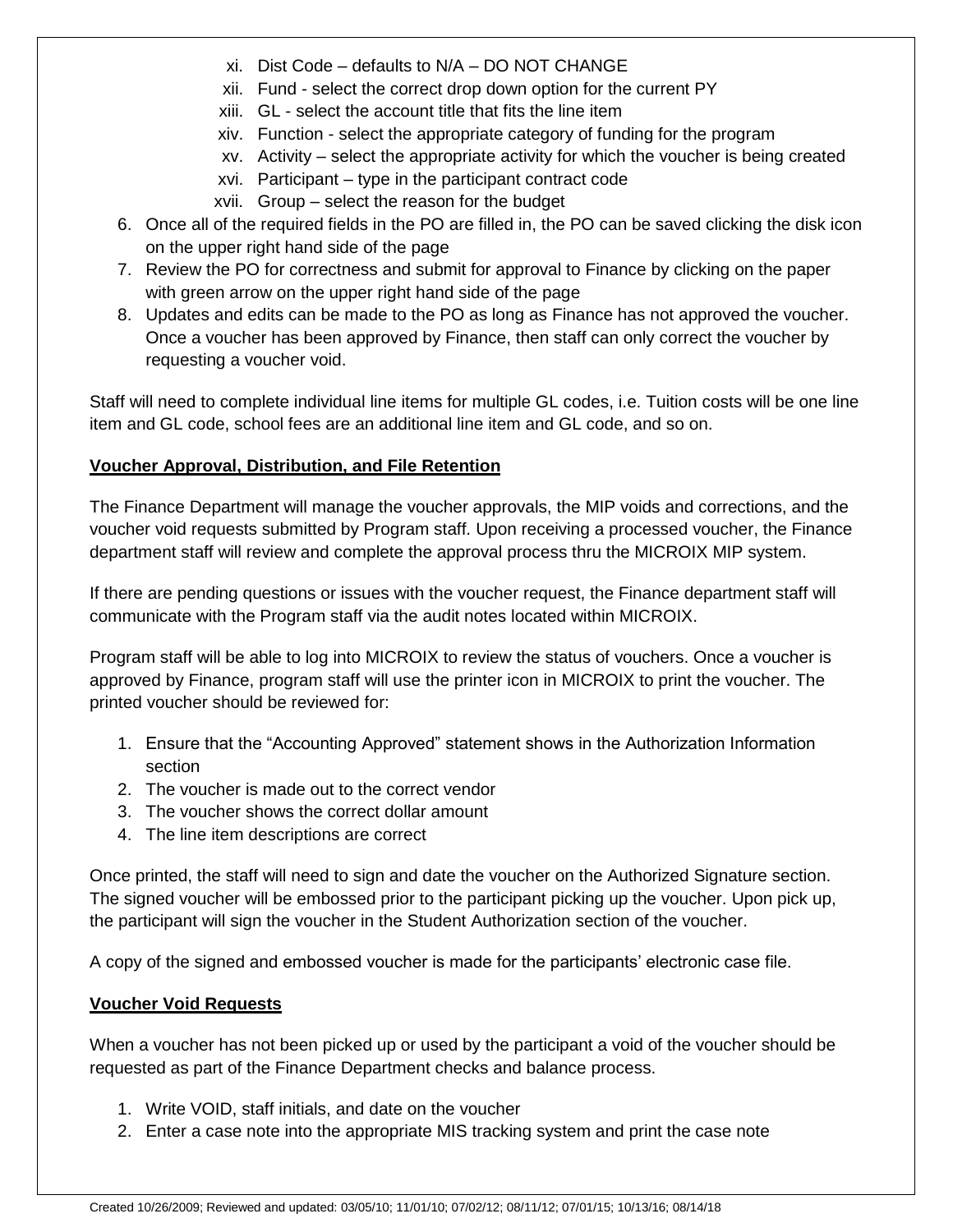xi. Dist Code – defaults to N/A – DO NOT CHANGE
xii. Fund - select the correct drop down option for the current PY
xiii. GL - select the account title that fits the line item
xiv. Function - select the appropriate category of funding for the program
xv. Activity – select the appropriate activity for which the voucher is being created
xvi. Participant – type in the participant contract code
xvii. Group – select the reason for the budget

6. Once all of the required fields in the PO are filled in, the PO can be saved clicking the disk icon on the upper right hand side of the page
7. Review the PO for correctness and submit for approval to Finance by clicking on the paper with green arrow on the upper right hand side of the page
8. Updates and edits can be made to the PO as long as Finance has not approved the voucher. Once a voucher has been approved by Finance, then staff can only correct the voucher by requesting a voucher void.

Staff will need to complete individual line items for multiple GL codes, i.e. Tuition costs will be one line item and GL code, school fees are an additional line item and GL code, and so on.

**Voucher Approval, Distribution, and File Retention**

The Finance Department will manage the voucher approvals, the MIP voids and corrections, and the voucher void requests submitted by Program staff. Upon receiving a processed voucher, the Finance department staff will review and complete the approval process thru the MICROIX MIP system.

If there are pending questions or issues with the voucher request, the Finance department staff will communicate with the Program staff via the audit notes located within MICROIX.

Program staff will be able to log into MICROIX to review the status of vouchers. Once a voucher is approved by Finance, program staff will use the printer icon in MICROIX to print the voucher. The printed voucher should be reviewed for:

1. Ensure that the "Accounting Approved" statement shows in the Authorization Information section
2. The voucher is made out to the correct vendor
3. The voucher shows the correct dollar amount
4. The line item descriptions are correct

Once printed, the staff will need to sign and date the voucher on the Authorized Signature section. The signed voucher will be embossed prior to the participant picking up the voucher. Upon pick up, the participant will sign the voucher in the Student Authorization section of the voucher.

A copy of the signed and embossed voucher is made for the participants' electronic case file.

**Voucher Void Requests**

When a voucher has not been picked up or used by the participant a void of the voucher should be requested as part of the Finance Department checks and balance process.

1. Write VOID, staff initials, and date on the voucher
2. Enter a case note into the appropriate MIS tracking system and print the case note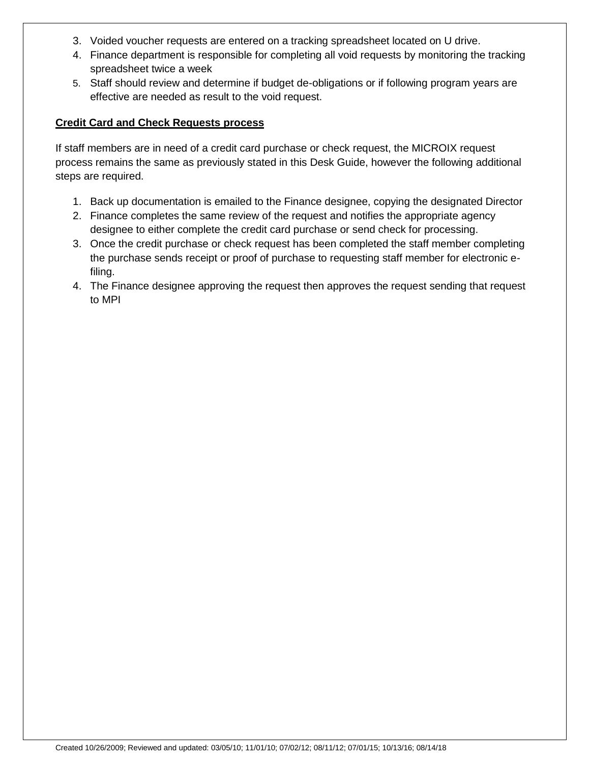3. Voided voucher requests are entered on a tracking spreadsheet located on U drive.
4. Finance department is responsible for completing all void requests by monitoring the tracking spreadsheet twice a week
5. Staff should review and determine if budget de-obligations or if following program years are effective are needed as result to the void request.

**Credit Card and Check Requests process**

If staff members are in need of a credit card purchase or check request, the MICROIX request process remains the same as previously stated in this Desk Guide, however the following additional steps are required.

1. Back up documentation is emailed to the Finance designee, copying the designated Director
2. Finance completes the same review of the request and notifies the appropriate agency designee to either complete the credit card purchase or send check for processing.
3. Once the credit purchase or check request has been completed the staff member completing the purchase sends receipt or proof of purchase to requesting staff member for electronic e-filing.
4. The Finance designee approving the request then approves the request sending that request to MPI

Created 10/26/2009; Reviewed and updated: 03/05/10; 11/01/10; 07/02/12; 08/11/12; 07/01/15; 10/13/16; 08/14/18